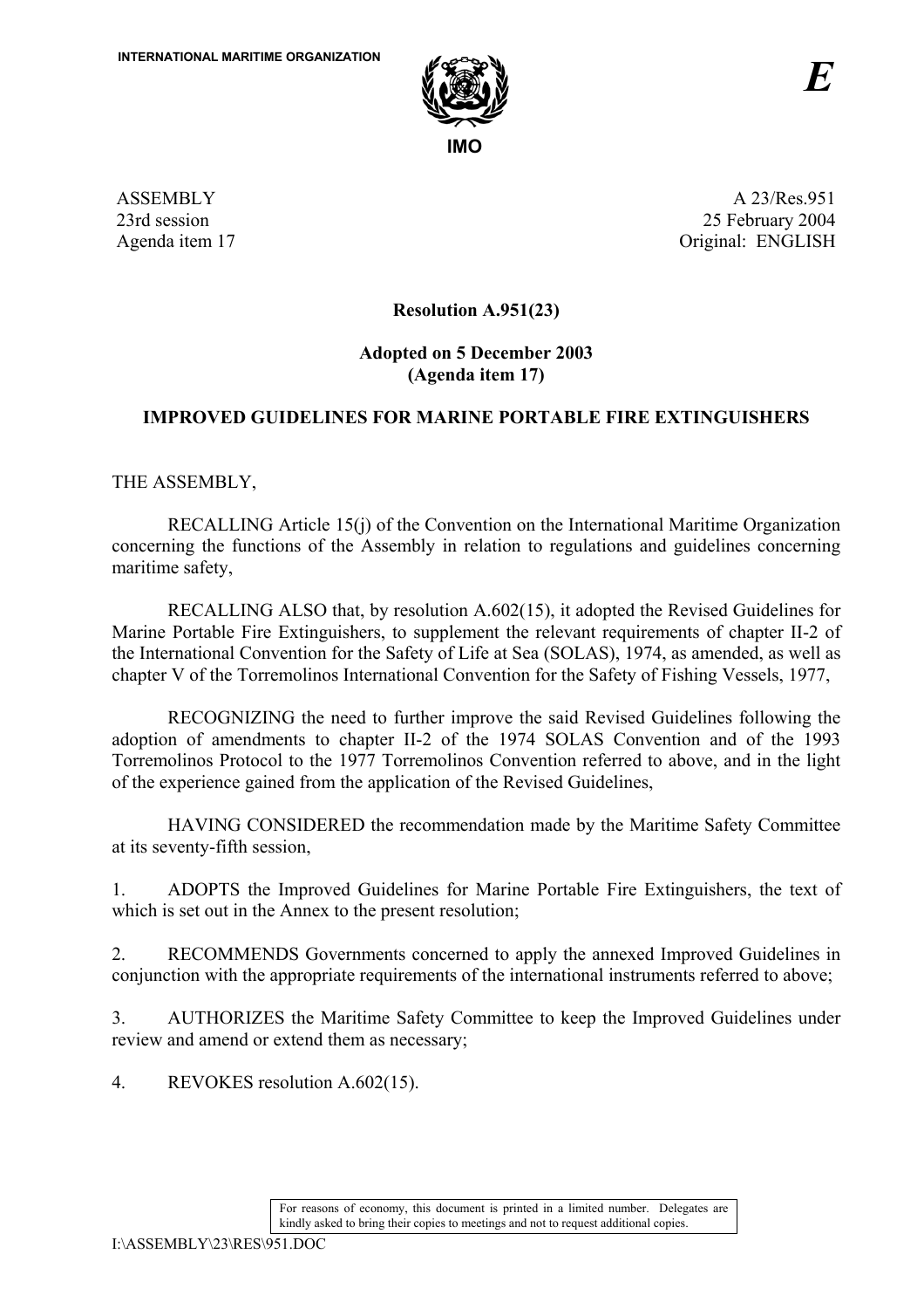INTERNATIONAL MARITIME ORGANIZATION

IMO

*E*

ASSEMBLY
23rd session
Agenda item 17

A 23/Res.951
25 February 2004
Original: ENGLISH

**Resolution A.951(23)**

**Adopted on 5 December 2003**
**(Agenda item 17)**

**IMPROVED GUIDELINES FOR MARINE PORTABLE FIRE EXTINGUISHERS**

THE ASSEMBLY,

RECALLING Article 15(j) of the Convention on the International Maritime Organization concerning the functions of the Assembly in relation to regulations and guidelines concerning maritime safety,

RECALLING ALSO that, by resolution A.602(15), it adopted the Revised Guidelines for Marine Portable Fire Extinguishers, to supplement the relevant requirements of chapter II-2 of the International Convention for the Safety of Life at Sea (SOLAS), 1974, as amended, as well as chapter V of the Torremolinos International Convention for the Safety of Fishing Vessels, 1977,

RECOGNIZING the need to further improve the said Revised Guidelines following the adoption of amendments to chapter II-2 of the 1974 SOLAS Convention and of the 1993 Torremolinos Protocol to the 1977 Torremolinos Convention referred to above, and in the light of the experience gained from the application of the Revised Guidelines,

HAVING CONSIDERED the recommendation made by the Maritime Safety Committee at its seventy-fifth session,

1. ADOPTS the Improved Guidelines for Marine Portable Fire Extinguishers, the text of which is set out in the Annex to the present resolution;

2. RECOMMENDS Governments concerned to apply the annexed Improved Guidelines in conjunction with the appropriate requirements of the international instruments referred to above;

3. AUTHORIZES the Maritime Safety Committee to keep the Improved Guidelines under review and amend or extend them as necessary;

4. REVOKES resolution A.602(15).

For reasons of economy, this document is printed in a limited number. Delegates are kindly asked to bring their copies to meetings and not to request additional copies.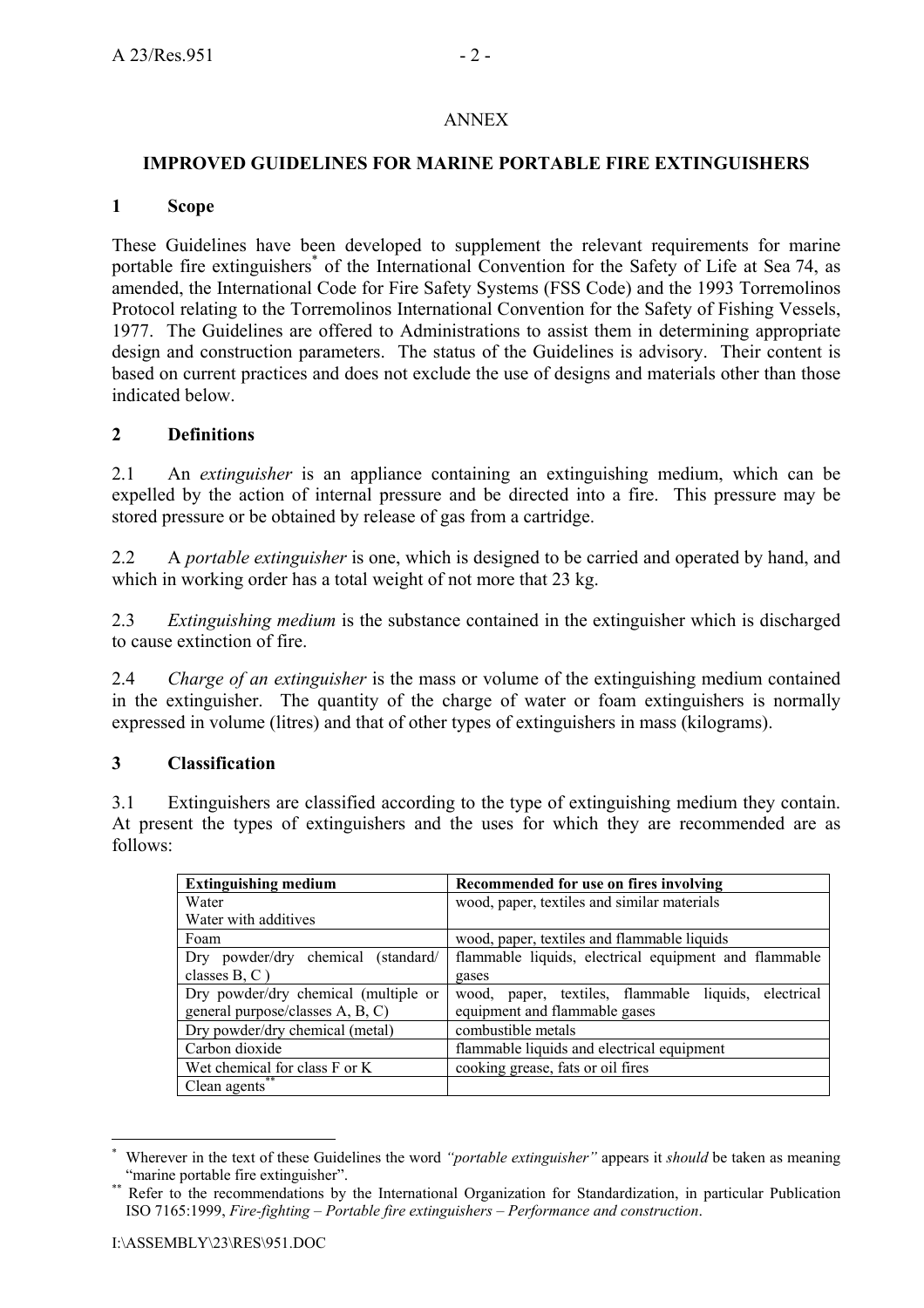ANNEX

# IMPROVED GUIDELINES FOR MARINE PORTABLE FIRE EXTINGUISHERS

## 1 Scope

These Guidelines have been developed to supplement the relevant requirements for marine portable fire extinguishers* of the International Convention for the Safety of Life at Sea 74, as amended, the International Code for Fire Safety Systems (FSS Code) and the 1993 Torremolinos Protocol relating to the Torremolinos International Convention for the Safety of Fishing Vessels, 1977. The Guidelines are offered to Administrations to assist them in determining appropriate design and construction parameters. The status of the Guidelines is advisory. Their content is based on current practices and does not exclude the use of designs and materials other than those indicated below.

## 2 Definitions

2.1 An *extinguisher* is an appliance containing an extinguishing medium, which can be expelled by the action of internal pressure and be directed into a fire. This pressure may be stored pressure or be obtained by release of gas from a cartridge.

2.2 A *portable extinguisher* is one, which is designed to be carried and operated by hand, and which in working order has a total weight of not more that 23 kg.

2.3 *Extinguishing medium* is the substance contained in the extinguisher which is discharged to cause extinction of fire.

2.4 *Charge of an extinguisher* is the mass or volume of the extinguishing medium contained in the extinguisher. The quantity of the charge of water or foam extinguishers is normally expressed in volume (litres) and that of other types of extinguishers in mass (kilograms).

## 3 Classification

3.1 Extinguishers are classified according to the type of extinguishing medium they contain. At present the types of extinguishers and the uses for which they are recommended are as follows:

| Extinguishing medium | Recommended for use on fires involving |
|---|---|
| Water<br>Water with additives | wood, paper, textiles and similar materials |
| Foam | wood, paper, textiles and flammable liquids |
| Dry powder/dry chemical (standard/ classes B, C ) | flammable liquids, electrical equipment and flammable gases |
| Dry powder/dry chemical (multiple or general purpose/classes A, B, C) | wood, paper, textiles, flammable liquids, electrical equipment and flammable gases |
| Dry powder/dry chemical (metal) | combustible metals |
| Carbon dioxide | flammable liquids and electrical equipment |
| Wet chemical for class F or K | cooking grease, fats or oil fires |
| Clean agents** | |

---

* Wherever in the text of these Guidelines the word *"portable extinguisher"* appears it *should* be taken as meaning "marine portable fire extinguisher".

** Refer to the recommendations by the International Organization for Standardization, in particular Publication ISO 7165:1999, *Fire-fighting – Portable fire extinguishers – Performance and construction*.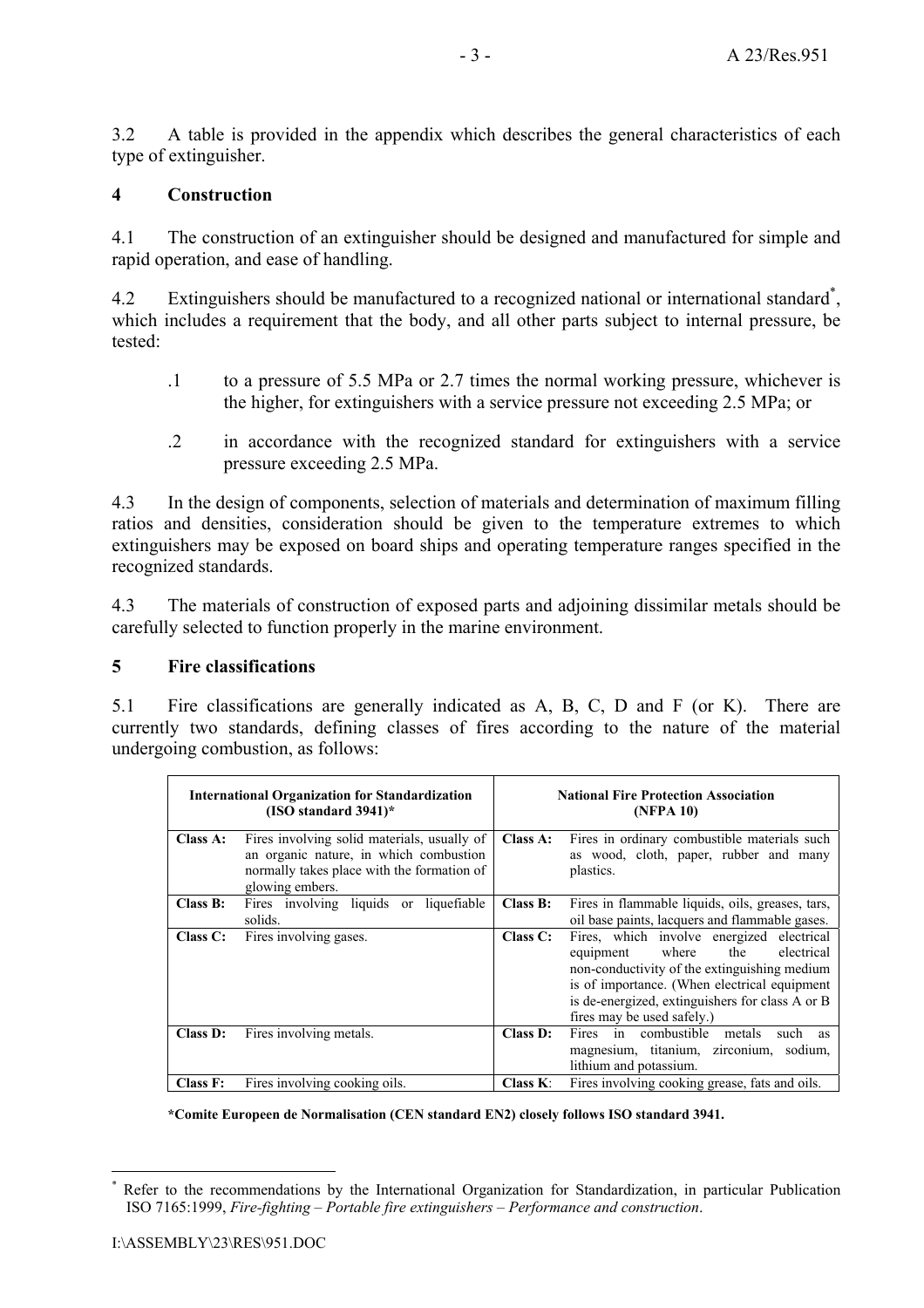3.2 A table is provided in the appendix which describes the general characteristics of each type of extinguisher.

## 4 Construction

4.1 The construction of an extinguisher should be designed and manufactured for simple and rapid operation, and ease of handling.

4.2 Extinguishers should be manufactured to a recognized national or international standard*, which includes a requirement that the body, and all other parts subject to internal pressure, be tested:

.1 to a pressure of 5.5 MPa or 2.7 times the normal working pressure, whichever is the higher, for extinguishers with a service pressure not exceeding 2.5 MPa; or

.2 in accordance with the recognized standard for extinguishers with a service pressure exceeding 2.5 MPa.

4.3 In the design of components, selection of materials and determination of maximum filling ratios and densities, consideration should be given to the temperature extremes to which extinguishers may be exposed on board ships and operating temperature ranges specified in the recognized standards.

4.3 The materials of construction of exposed parts and adjoining dissimilar metals should be carefully selected to function properly in the marine environment.

## 5 Fire classifications

5.1 Fire classifications are generally indicated as A, B, C, D and F (or K). There are currently two standards, defining classes of fires according to the nature of the material undergoing combustion, as follows:

| **International Organization for Standardization (ISO standard 3941)*** | | **National Fire Protection Association (NFPA 10)** | |
|---|---|---|---|
| **Class A:** | Fires involving solid materials, usually of an organic nature, in which combustion normally takes place with the formation of glowing embers. | **Class A:** | Fires in ordinary combustible materials such as wood, cloth, paper, rubber and many plastics. |
| **Class B:** | Fires involving liquids or liquefiable solids. | **Class B:** | Fires in flammable liquids, oils, greases, tars, oil base paints, lacquers and flammable gases. |
| **Class C:** | Fires involving gases. | **Class C:** | Fires, which involve energized electrical equipment where the electrical non-conductivity of the extinguishing medium is of importance. (When electrical equipment is de-energized, extinguishers for class A or B fires may be used safely.) |
| **Class D:** | Fires involving metals. | **Class D:** | Fires in combustible metals such as magnesium, titanium, zirconium, sodium, lithium and potassium. |
| **Class F:** | Fires involving cooking oils. | **Class K**: | Fires involving cooking grease, fats and oils. |

**\*Comite Europeen de Normalisation (CEN standard EN2) closely follows ISO standard 3941.**

---

\* Refer to the recommendations by the International Organization for Standardization, in particular Publication ISO 7165:1999, *Fire-fighting – Portable fire extinguishers – Performance and construction*.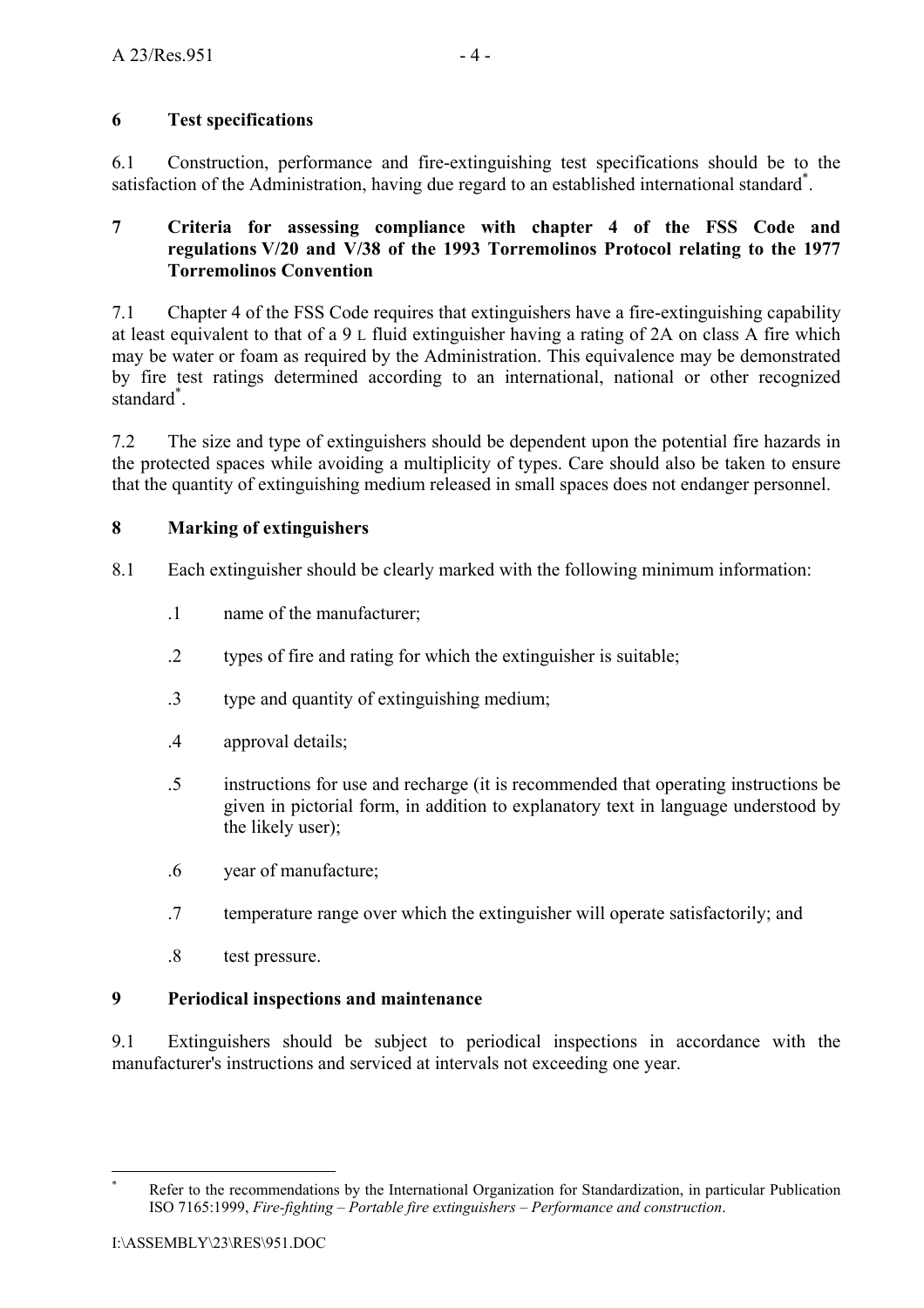## 6 Test specifications

6.1 Construction, performance and fire-extinguishing test specifications should be to the satisfaction of the Administration, having due regard to an established international standard*.

## 7 Criteria for assessing compliance with chapter 4 of the FSS Code and regulations V/20 and V/38 of the 1993 Torremolinos Protocol relating to the 1977 Torremolinos Convention

7.1 Chapter 4 of the FSS Code requires that extinguishers have a fire-extinguishing capability at least equivalent to that of a 9 L fluid extinguisher having a rating of 2A on class A fire which may be water or foam as required by the Administration. This equivalence may be demonstrated by fire test ratings determined according to an international, national or other recognized standard*.

7.2 The size and type of extinguishers should be dependent upon the potential fire hazards in the protected spaces while avoiding a multiplicity of types. Care should also be taken to ensure that the quantity of extinguishing medium released in small spaces does not endanger personnel.

## 8 Marking of extinguishers

8.1 Each extinguisher should be clearly marked with the following minimum information:

.1 name of the manufacturer;

.2 types of fire and rating for which the extinguisher is suitable;

.3 type and quantity of extinguishing medium;

.4 approval details;

.5 instructions for use and recharge (it is recommended that operating instructions be given in pictorial form, in addition to explanatory text in language understood by the likely user);

.6 year of manufacture;

.7 temperature range over which the extinguisher will operate satisfactorily; and

.8 test pressure.

## 9 Periodical inspections and maintenance

9.1 Extinguishers should be subject to periodical inspections in accordance with the manufacturer's instructions and serviced at intervals not exceeding one year.

---

* Refer to the recommendations by the International Organization for Standardization, in particular Publication ISO 7165:1999, *Fire-fighting – Portable fire extinguishers – Performance and construction*.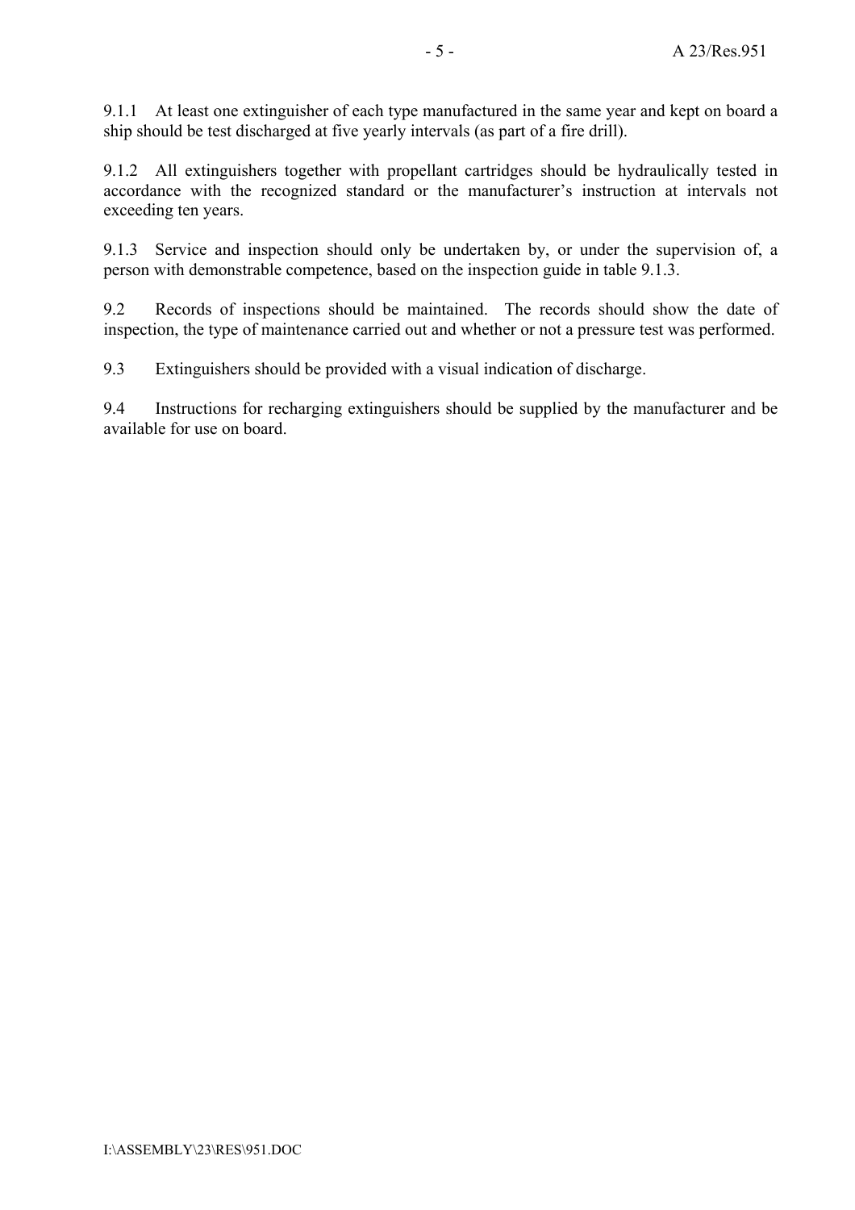9.1.1 At least one extinguisher of each type manufactured in the same year and kept on board a ship should be test discharged at five yearly intervals (as part of a fire drill).

9.1.2 All extinguishers together with propellant cartridges should be hydraulically tested in accordance with the recognized standard or the manufacturer's instruction at intervals not exceeding ten years.

9.1.3 Service and inspection should only be undertaken by, or under the supervision of, a person with demonstrable competence, based on the inspection guide in table 9.1.3.

9.2 Records of inspections should be maintained. The records should show the date of inspection, the type of maintenance carried out and whether or not a pressure test was performed.

9.3 Extinguishers should be provided with a visual indication of discharge.

9.4 Instructions for recharging extinguishers should be supplied by the manufacturer and be available for use on board.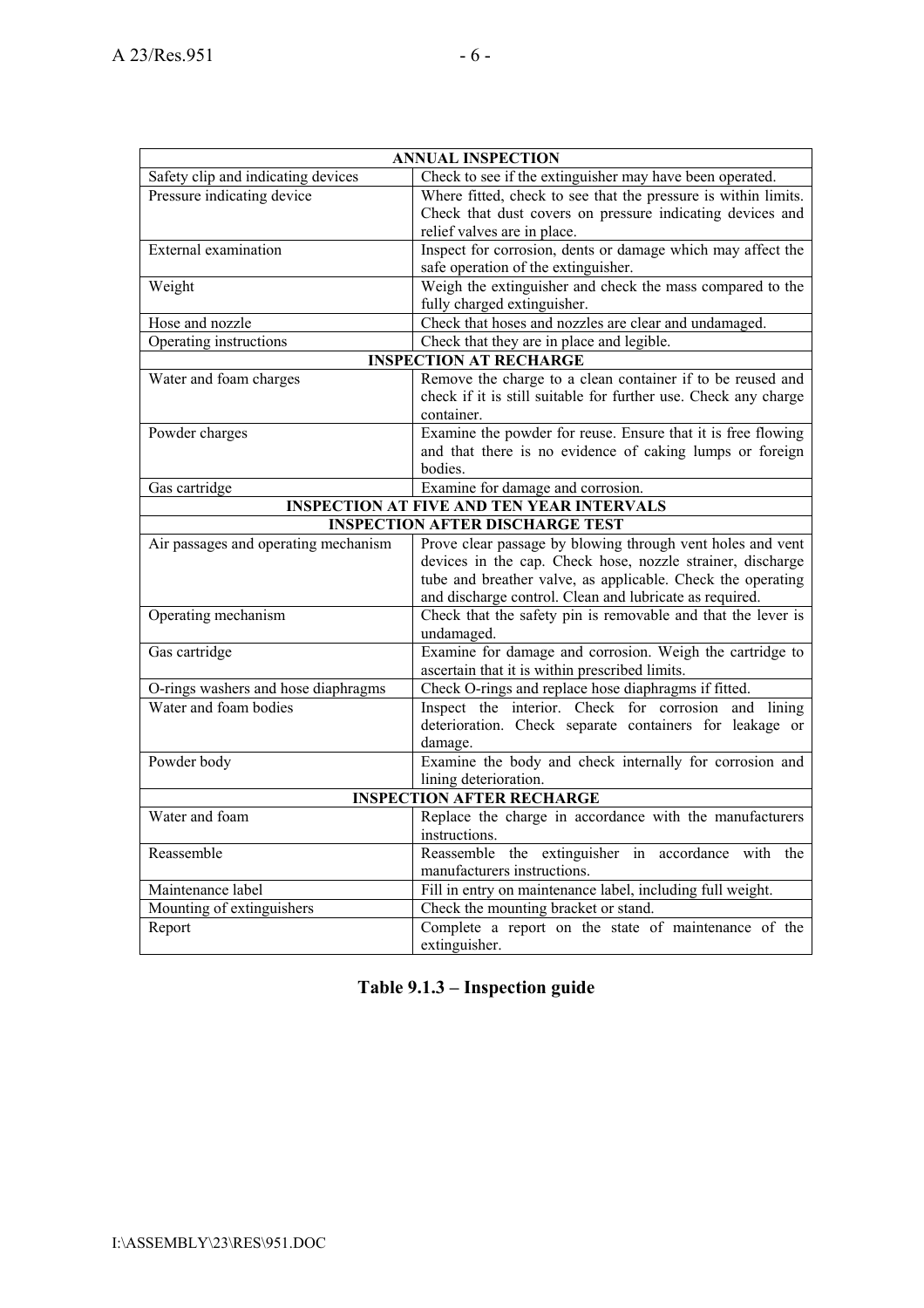| ANNUAL INSPECTION | |
|---|---|
| Safety clip and indicating devices | Check to see if the extinguisher may have been operated. |
| Pressure indicating device | Where fitted, check to see that the pressure is within limits. Check that dust covers on pressure indicating devices and relief valves are in place. |
| External examination | Inspect for corrosion, dents or damage which may affect the safe operation of the extinguisher. |
| Weight | Weigh the extinguisher and check the mass compared to the fully charged extinguisher. |
| Hose and nozzle | Check that hoses and nozzles are clear and undamaged. |
| Operating instructions | Check that they are in place and legible. |
| **INSPECTION AT RECHARGE** | |
| Water and foam charges | Remove the charge to a clean container if to be reused and check if it is still suitable for further use. Check any charge container. |
| Powder charges | Examine the powder for reuse. Ensure that it is free flowing and that there is no evidence of caking lumps or foreign bodies. |
| Gas cartridge | Examine for damage and corrosion. |
| **INSPECTION AT FIVE AND TEN YEAR INTERVALS** | |
| **INSPECTION AFTER DISCHARGE TEST** | |
| Air passages and operating mechanism | Prove clear passage by blowing through vent holes and vent devices in the cap. Check hose, nozzle strainer, discharge tube and breather valve, as applicable. Check the operating and discharge control. Clean and lubricate as required. |
| Operating mechanism | Check that the safety pin is removable and that the lever is undamaged. |
| Gas cartridge | Examine for damage and corrosion. Weigh the cartridge to ascertain that it is within prescribed limits. |
| O-rings washers and hose diaphragms | Check O-rings and replace hose diaphragms if fitted. |
| Water and foam bodies | Inspect the interior. Check for corrosion and lining deterioration. Check separate containers for leakage or damage. |
| Powder body | Examine the body and check internally for corrosion and lining deterioration. |
| **INSPECTION AFTER RECHARGE** | |
| Water and foam | Replace the charge in accordance with the manufacturers instructions. |
| Reassemble | Reassemble the extinguisher in accordance with the manufacturers instructions. |
| Maintenance label | Fill in entry on maintenance label, including full weight. |
| Mounting of extinguishers | Check the mounting bracket or stand. |
| Report | Complete a report on the state of maintenance of the extinguisher. |

**Table 9.1.3 – Inspection guide**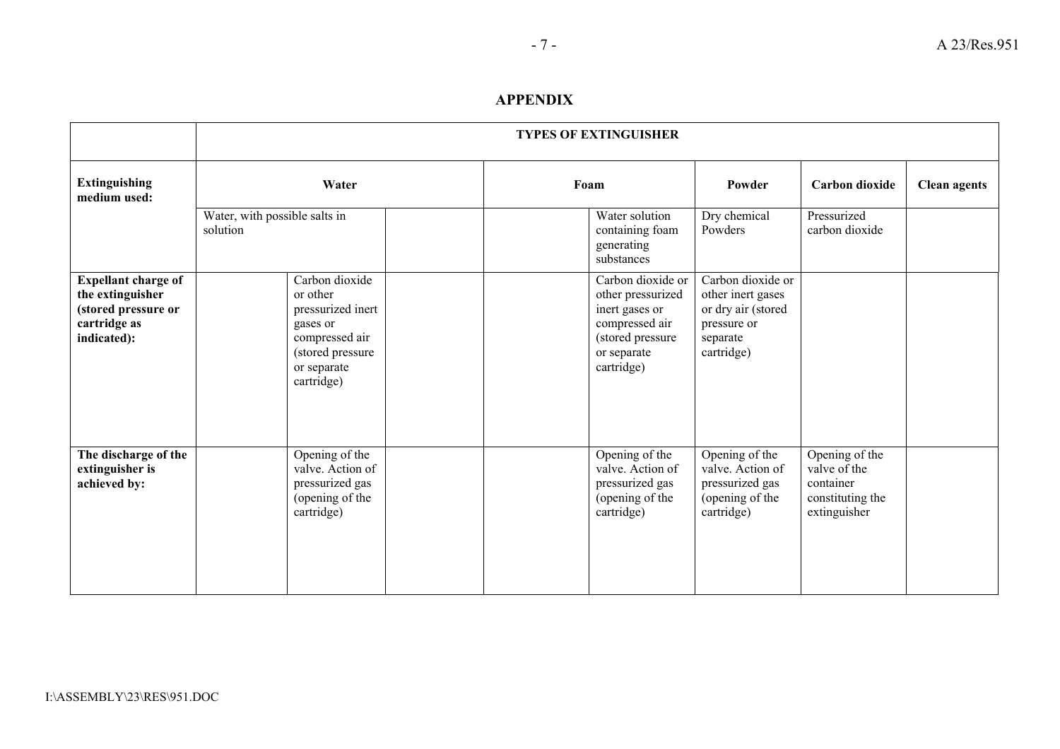## APPENDIX

| | TYPES OF EXTINGUISHER | | | | | | | |
|---|---|---|---|---|---|---|---|---|
| **Extinguishing medium used:** | **Water** | | | **Foam** | | **Powder** | **Carbon dioxide** | **Clean agents** |
| | Water, with possible salts in solution | | | | Water solution containing foam generating substances | Dry chemical Powders | Pressurized carbon dioxide | |
| **Expellant charge of the extinguisher (stored pressure or cartridge as indicated):** | | Carbon dioxide or other pressurized inert gases or compressed air (stored pressure or separate cartridge) | | | Carbon dioxide or other pressurized inert gases or compressed air (stored pressure or separate cartridge) | Carbon dioxide or other inert gases or dry air (stored pressure or separate cartridge) | | |
| **The discharge of the extinguisher is achieved by:** | | Opening of the valve. Action of pressurized gas (opening of the cartridge) | | | Opening of the valve. Action of pressurized gas (opening of the cartridge) | Opening of the valve. Action of pressurized gas (opening of the cartridge) | Opening of the valve of the container constituting the extinguisher | |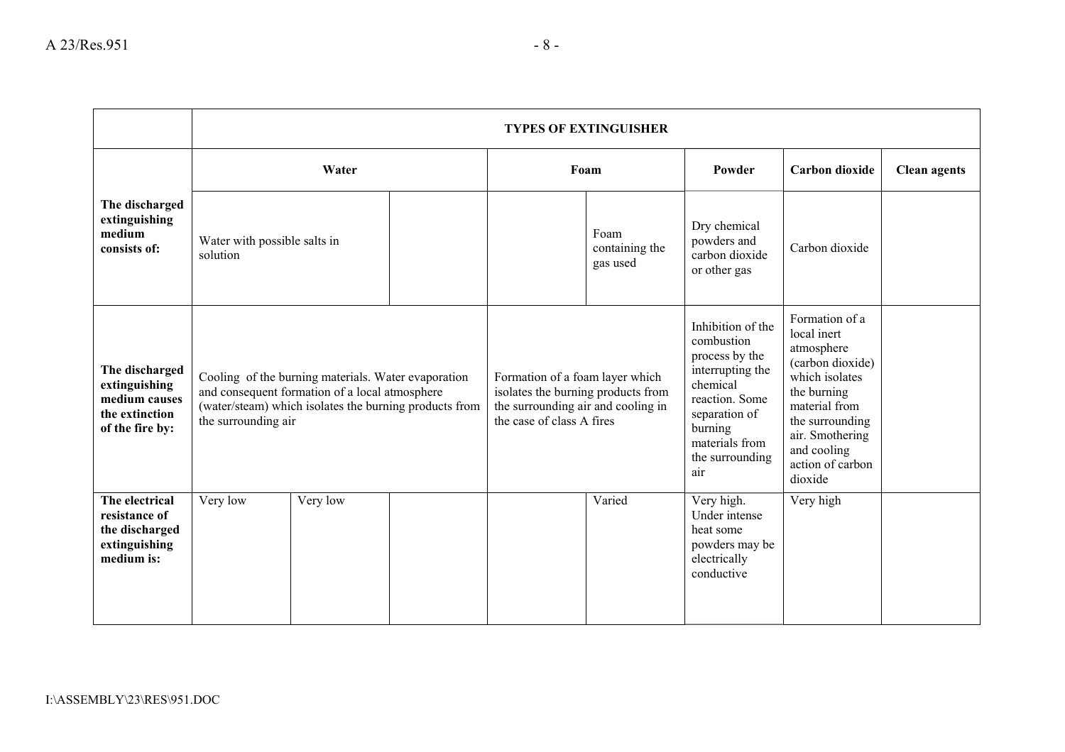| | TYPES OF EXTINGUISHER | | | | | | | |
|---|---|---|---|---|---|---|---|---|
| | Water | | | Foam | | Powder | Carbon dioxide | Clean agents |
| **The discharged extinguishing medium consists of:** | Water with possible salts in solution | | | | Foam containing the gas used | Dry chemical powders and carbon dioxide or other gas | Carbon dioxide | |
| **The discharged extinguishing medium causes the extinction of the fire by:** | Cooling of the burning materials. Water evaporation and consequent formation of a local atmosphere (water/steam) which isolates the burning products from the surrounding air | | | Formation of a foam layer which isolates the burning products from the surrounding air and cooling in the case of class A fires | | Inhibition of the combustion process by the interrupting the chemical reaction. Some separation of burning materials from the surrounding air | Formation of a local inert atmosphere (carbon dioxide) which isolates the burning material from the surrounding air. Smothering and cooling action of carbon dioxide | |
| **The electrical resistance of the discharged extinguishing medium is:** | Very low | Very low | | | Varied | Very high. Under intense heat some powders may be electrically conductive | Very high | |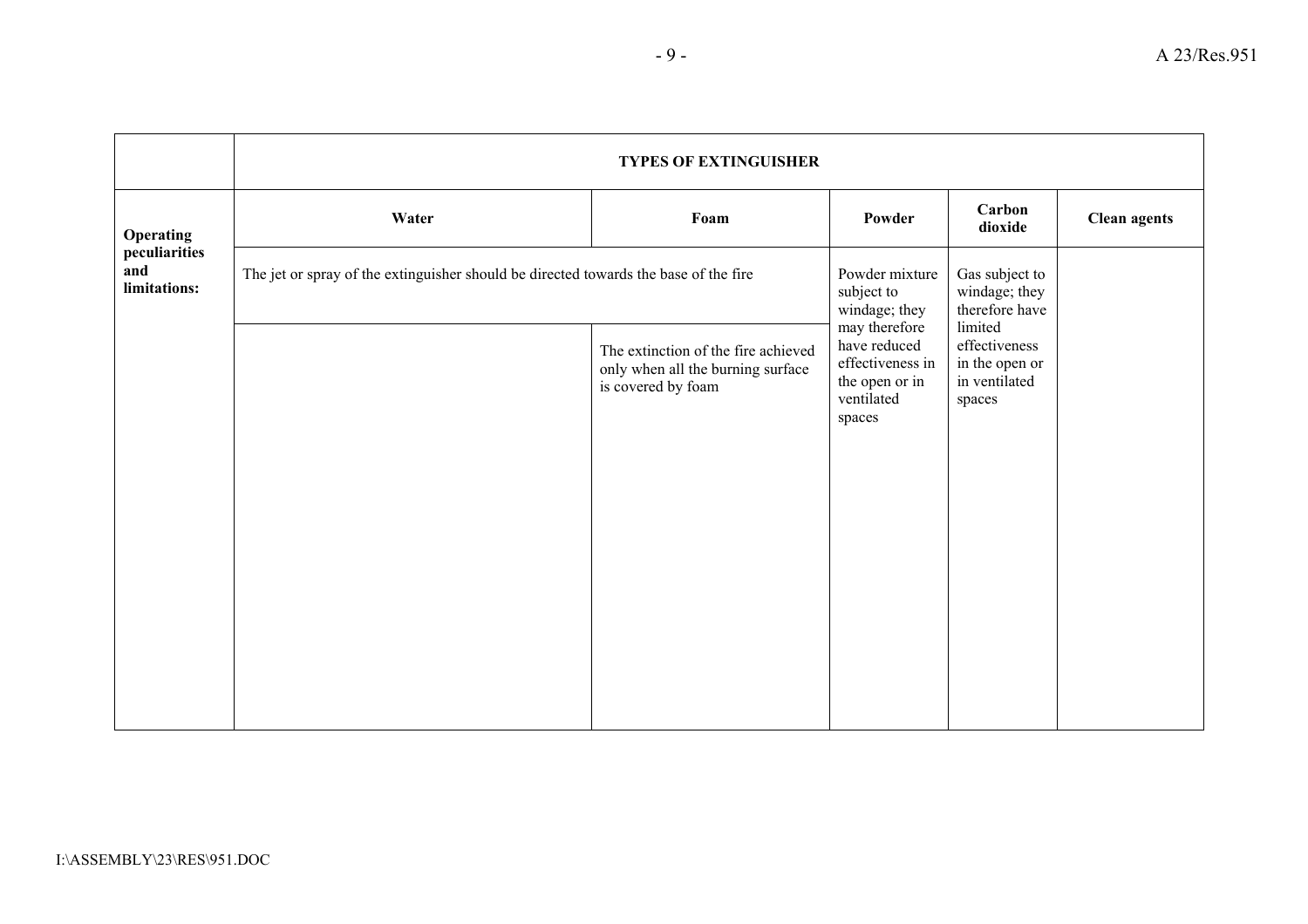| | TYPES OF EXTINGUISHER | | | | |
|---|---|---|---|---|---|
| | **Water** | **Foam** | **Powder** | **Carbon dioxide** | **Clean agents** |
| **Operating peculiarities and limitations:** | The jet or spray of the extinguisher should be directed towards the base of the fire | | Powder mixture subject to windage; they may therefore have reduced effectiveness in the open or in ventilated spaces | Gas subject to windage; they therefore have limited effectiveness in the open or in ventilated spaces | |
| | | The extinction of the fire achieved only when all the burning surface is covered by foam | | | |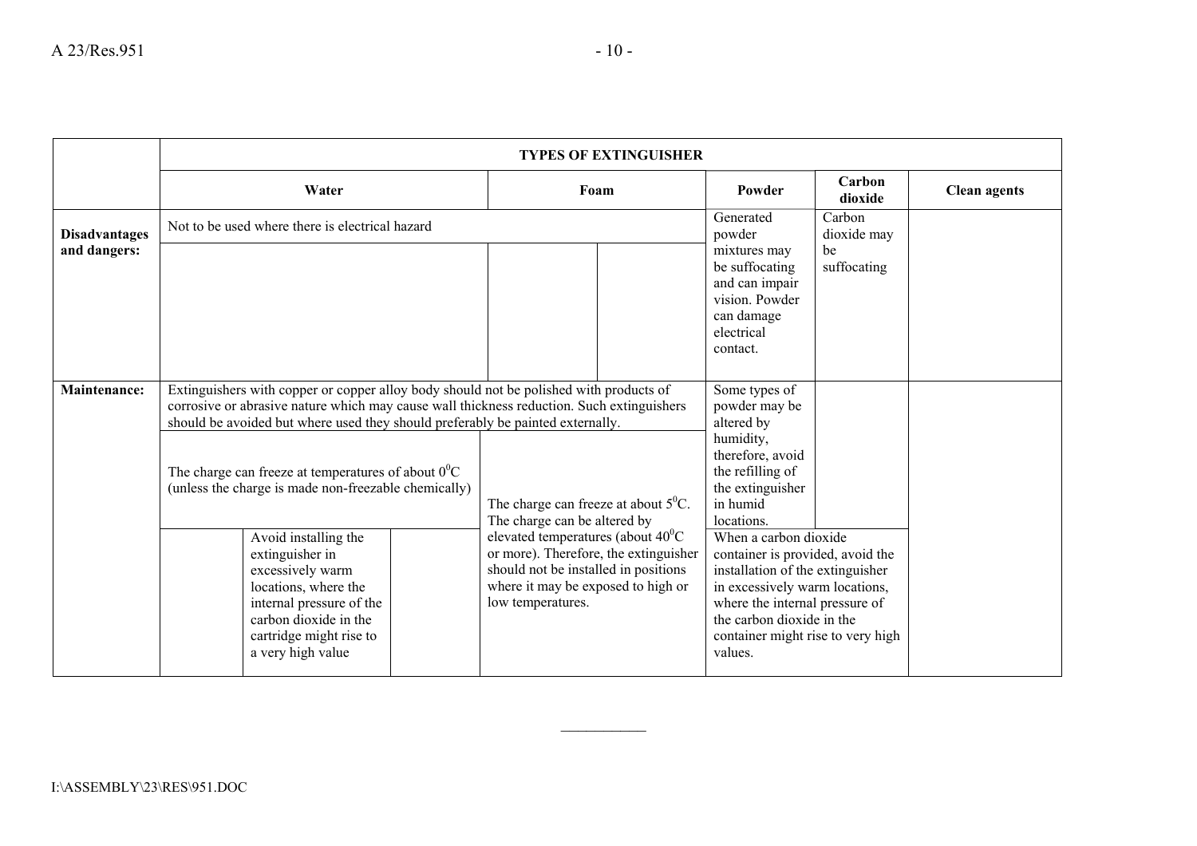| | TYPES OF EXTINGUISHER | | | | | | | |
|---|---|---|---|---|---|---|---|---|
| | Water | | | Foam | | Powder | Carbon dioxide | Clean agents |
| **Disadvantages and dangers:** | Not to be used where there is electrical hazard | | | | | Generated powder mixtures may be suffocating and can impair vision. Powder can damage electrical contact. | Carbon dioxide may be suffocating | |
| | | | | | | | | |
| **Maintenance:** | Extinguishers with copper or copper alloy body should not be polished with products of corrosive or abrasive nature which may cause wall thickness reduction. Such extinguishers should be avoided but where used they should preferably be painted externally. | | | | | Some types of powder may be altered by humidity, therefore, avoid the refilling of the extinguisher in humid locations. | | |
| | The charge can freeze at temperatures of about $0^0$C (unless the charge is made non-freezable chemically) | | | The charge can freeze at about $5^0$C. The charge can be altered by elevated temperatures (about $40^0$C or more). Therefore, the extinguisher should not be installed in positions where it may be exposed to high or low temperatures. | | | | |
| | | Avoid installing the extinguisher in excessively warm locations, where the internal pressure of the carbon dioxide in the cartridge might rise to a very high value | | | | When a carbon dioxide container is provided, avoid the installation of the extinguisher in excessively warm locations, where the internal pressure of the carbon dioxide in the container might rise to very high values. | | |